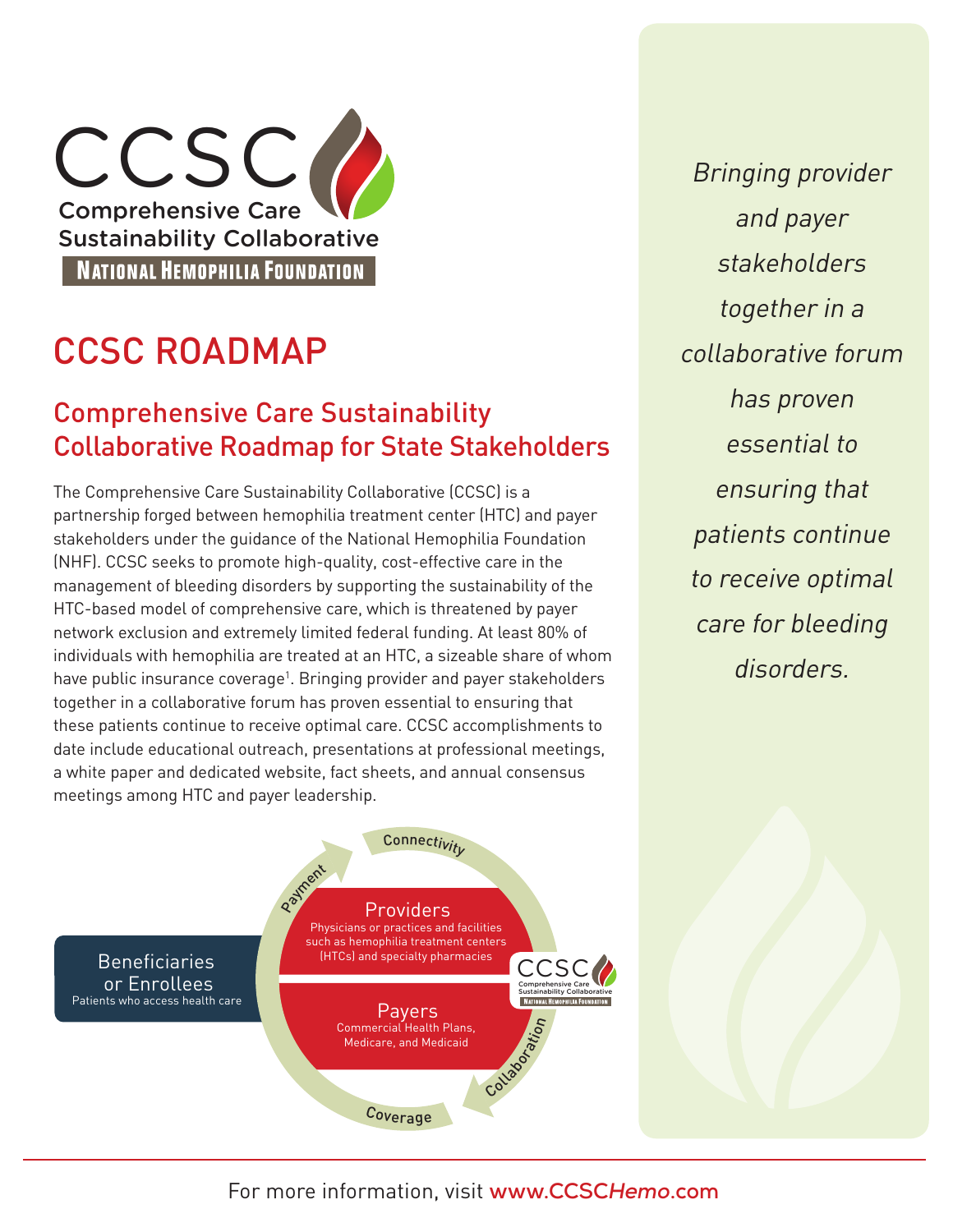CCSC

Comprehensive Care Sustainability Collaborative

NATIONAL HEMOPHILIA FOUNDATION

# CCSC ROADMAP

## Comprehensive Care Sustainability Collaborative Roadmap for State Stakeholders

The Comprehensive Care Sustainability Collaborative (CCSC) is a partnership forged between hemophilia treatment center (HTC) and payer stakeholders under the guidance of the National Hemophilia Foundation (NHF). CCSC seeks to promote high-quality, cost-effective care in the management of bleeding disorders by supporting the sustainability of the HTC-based model of comprehensive care, which is threatened by payer network exclusion and extremely limited federal funding. At least 80% of individuals with hemophilia are treated at an HTC, a sizeable share of whom have public insurance coverage[1]. Bringing provider and payer stakeholders together in a collaborative forum has proven essential to ensuring that these patients continue to receive optimal care. CCSC accomplishments to date include educational outreach, presentations at professional meetings, a white paper and dedicated website, fact sheets, and annual consensus meetings among HTC and payer leadership.

**Beneficiaries or Enrollees**
Patients who access health care

**Providers**
Physicians or practices and facilities such as hemophilia treatment centers (HTCs) and specialty pharmacies

**Payers**
Commercial Health Plans, Medicare, and Medicaid

Connectivity · Collaboration · Coverage · Payment

*Bringing provider and payer stakeholders together in a collaborative forum has proven essential to ensuring that patients continue to receive optimal care for bleeding disorders.*

For more information, visit www.CCSCHemo.com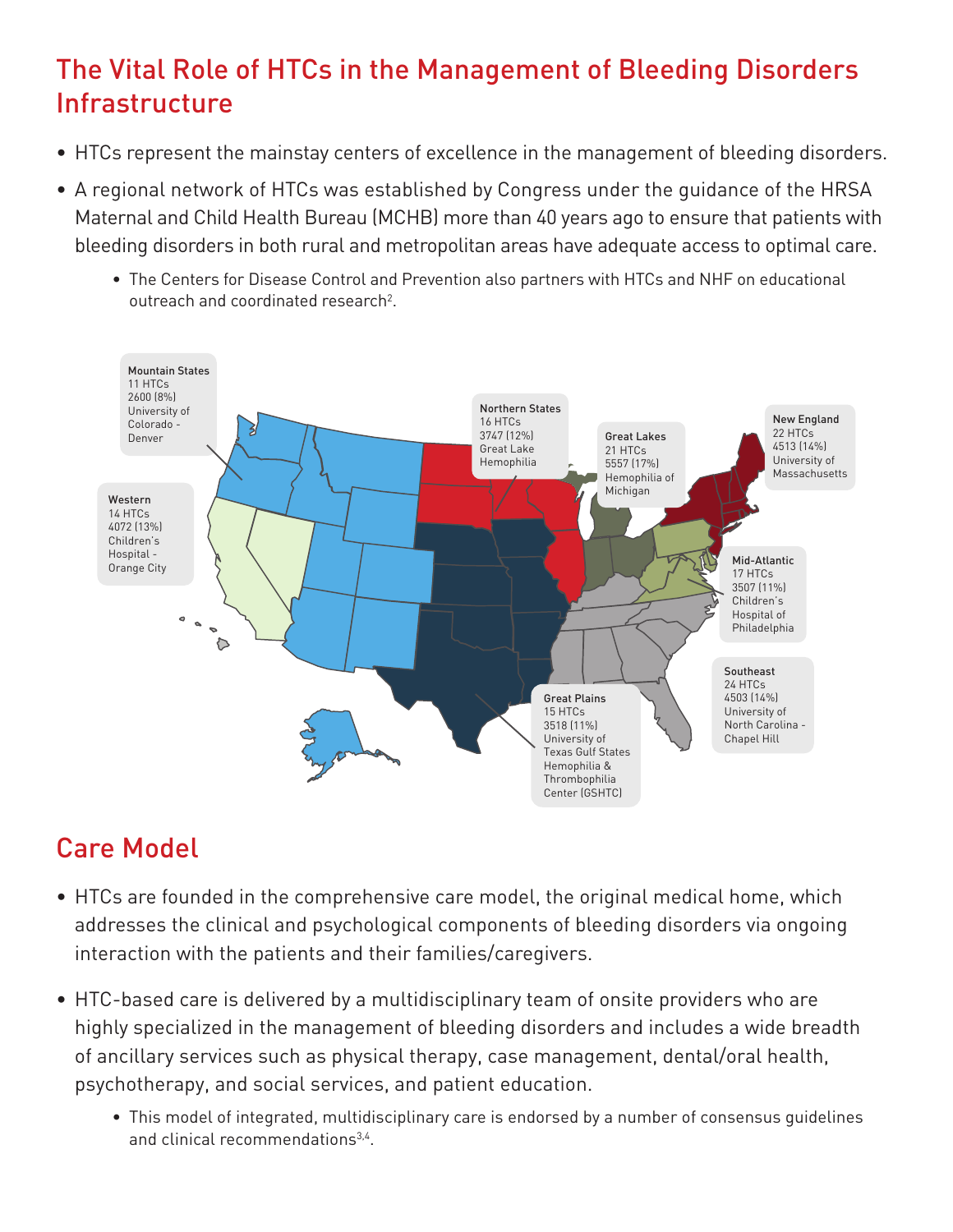## The Vital Role of HTCs in the Management of Bleeding Disorders Infrastructure

- HTCs represent the mainstay centers of excellence in the management of bleeding disorders.
- A regional network of HTCs was established by Congress under the guidance of the HRSA Maternal and Child Health Bureau (MCHB) more than 40 years ago to ensure that patients with bleeding disorders in both rural and metropolitan areas have adequate access to optimal care.
  - The Centers for Disease Control and Prevention also partners with HTCs and NHF on educational outreach and coordinated research[2].

Mountain States
11 HTCs
2600 (8%)
University of Colorado - Denver

Western
14 HTCs
4072 (13%)
Children's Hospital - Orange City

Northern States
16 HTCs
3747 (12%)
Great Lake Hemophilia

Great Lakes
21 HTCs
5557 (17%)
Hemophilia of Michigan

New England
22 HTCs
4513 (14%)
University of Massachusetts

Mid-Atlantic
17 HTCs
3507 (11%)
Children's Hospital of Philadelphia

Southeast
24 HTCs
4503 (14%)
University of North Carolina - Chapel Hill

Great Plains
15 HTCs
3518 (11%)
University of Texas Gulf States Hemophilia & Thrombophilia Center (GSHTC)

## Care Model

- HTCs are founded in the comprehensive care model, the original medical home, which addresses the clinical and psychological components of bleeding disorders via ongoing interaction with the patients and their families/caregivers.
- HTC-based care is delivered by a multidisciplinary team of onsite providers who are highly specialized in the management of bleeding disorders and includes a wide breadth of ancillary services such as physical therapy, case management, dental/oral health, psychotherapy, and social services, and patient education.
  - This model of integrated, multidisciplinary care is endorsed by a number of consensus guidelines and clinical recommendations[3,4].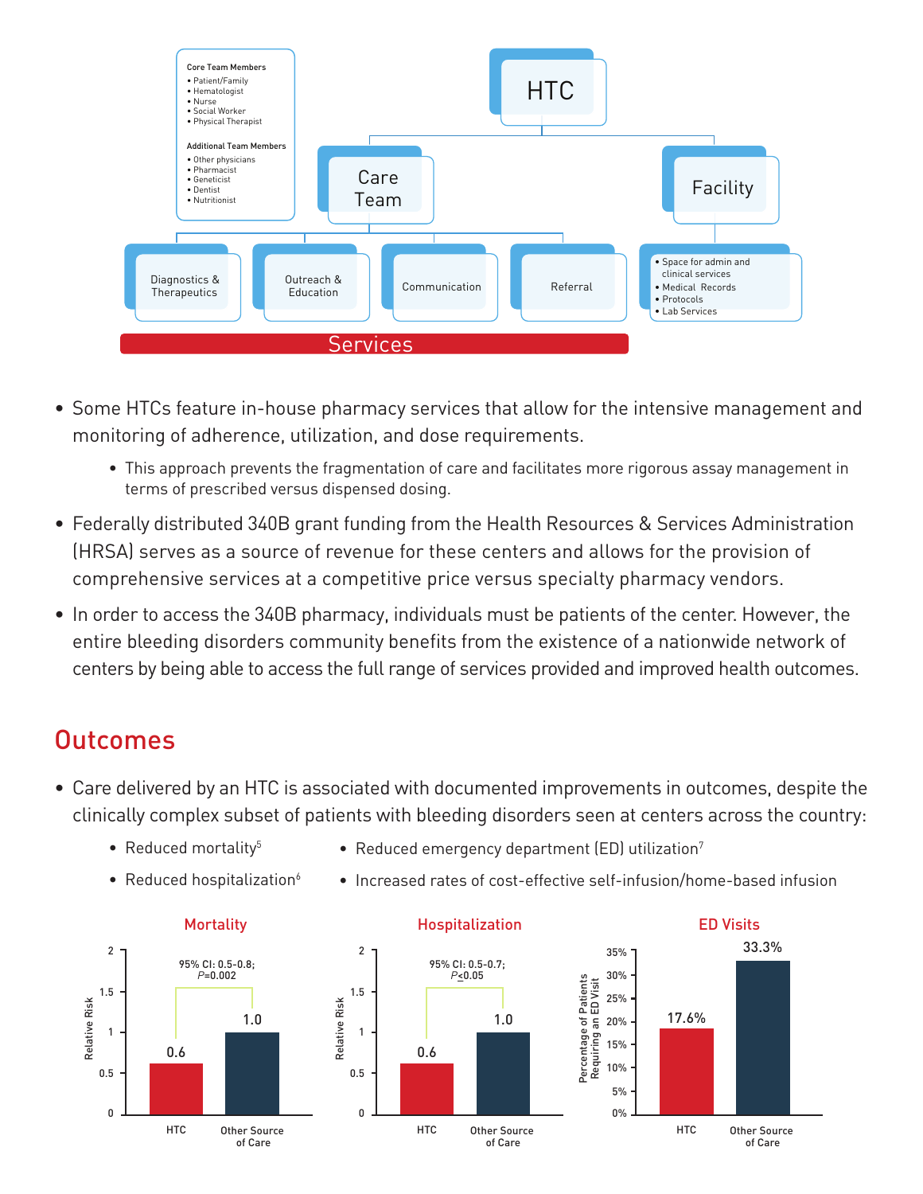HTC

- Care Team
  - Diagnostics & Therapeutics
  - Outreach & Education
  - Communication
  - Referral
- Facility
  - Space for admin and clinical services
  - Medical Records
  - Protocols
  - Lab Services

Services

**Core Team Members**
- Patient/Family
- Hematologist
- Nurse
- Social Worker
- Physical Therapist

**Additional Team Members**
- Other physicians
- Pharmacist
- Geneticist
- Dentist
- Nutritionist

- Some HTCs feature in-house pharmacy services that allow for the intensive management and monitoring of adherence, utilization, and dose requirements.
  - This approach prevents the fragmentation of care and facilitates more rigorous assay management in terms of prescribed versus dispensed dosing.
- Federally distributed 340B grant funding from the Health Resources & Services Administration (HRSA) serves as a source of revenue for these centers and allows for the provision of comprehensive services at a competitive price versus specialty pharmacy vendors.
- In order to access the 340B pharmacy, individuals must be patients of the center. However, the entire bleeding disorders community benefits from the existence of a nationwide network of centers by being able to access the full range of services provided and improved health outcomes.

## Outcomes

- Care delivered by an HTC is associated with documented improvements in outcomes, despite the clinically complex subset of patients with bleeding disorders seen at centers across the country:
  - Reduced mortality[5]
  - Reduced hospitalization[6]
  - Reduced emergency department (ED) utilization[7]
  - Increased rates of cost-effective self-infusion/home-based infusion

**Mortality** (Relative Risk; 95% CI: 0.5-0.8; $P$=0.002)

| | Relative Risk |
|---|---|
| HTC | 0.6 |
| Other Source of Care | 1.0 |

**Hospitalization** (Relative Risk; 95% CI: 0.5-0.7; $P \leq 0.05$)

| | Relative Risk |
|---|---|
| HTC | 0.6 |
| Other Source of Care | 1.0 |

**ED Visits** (Percentage of Patients Requiring an ED Visit)

| | Percentage |
|---|---|
| HTC | 17.6% |
| Other Source of Care | 33.3% |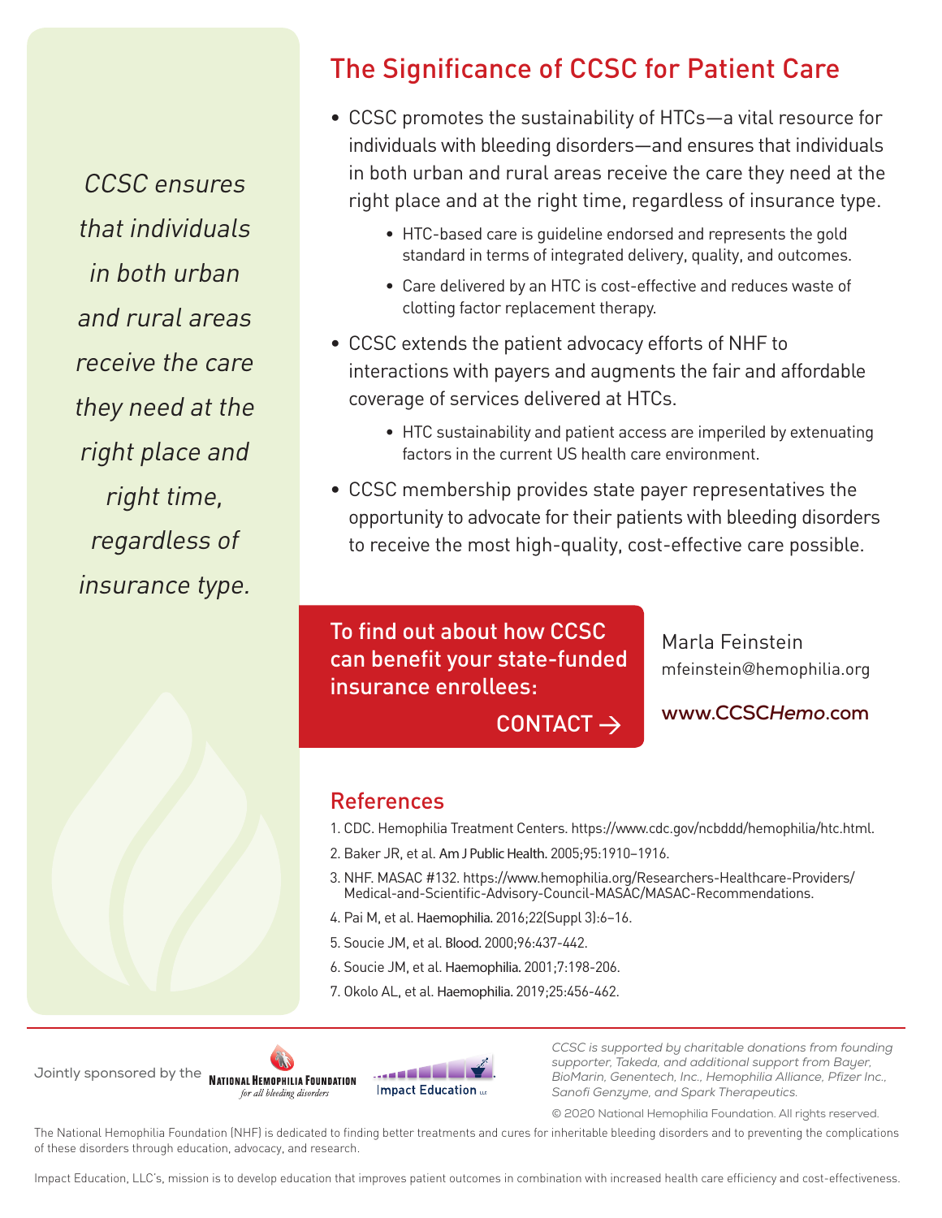*CCSC ensures that individuals in both urban and rural areas receive the care they need at the right place and right time, regardless of insurance type.*

## The Significance of CCSC for Patient Care

- CCSC promotes the sustainability of HTCs—a vital resource for individuals with bleeding disorders—and ensures that individuals in both urban and rural areas receive the care they need at the right place and at the right time, regardless of insurance type.
  - HTC-based care is guideline endorsed and represents the gold standard in terms of integrated delivery, quality, and outcomes.
  - Care delivered by an HTC is cost-effective and reduces waste of clotting factor replacement therapy.
- CCSC extends the patient advocacy efforts of NHF to interactions with payers and augments the fair and affordable coverage of services delivered at HTCs.
  - HTC sustainability and patient access are imperiled by extenuating factors in the current US health care environment.
- CCSC membership provides state payer representatives the opportunity to advocate for their patients with bleeding disorders to receive the most high-quality, cost-effective care possible.

**To find out about how CCSC can benefit your state-funded insurance enrollees:**

**CONTACT →**

Marla Feinstein
mfeinstein@hemophilia.org

**www.CCSC*Hemo*.com**

## References

1. CDC. Hemophilia Treatment Centers. https://www.cdc.gov/ncbddd/hemophilia/htc.html.
2. Baker JR, et al. Am J Public Health. 2005;95:1910–1916.
3. NHF. MASAC #132. https://www.hemophilia.org/Researchers-Healthcare-Providers/Medical-and-Scientific-Advisory-Council-MASAC/MASAC-Recommendations.
4. Pai M, et al. Haemophilia. 2016;22(Suppl 3):6–16.
5. Soucie JM, et al. Blood. 2000;96:437-442.
6. Soucie JM, et al. Haemophilia. 2001;7:198-206.
7. Okolo AL, et al. Haemophilia. 2019;25:456-462.

Jointly sponsored by the NATIONAL HEMOPHILIA FOUNDATION *for all bleeding disorders* and Impact Education LLC

*CCSC is supported by charitable donations from founding supporter, Takeda, and additional support from Bayer, BioMarin, Genentech, Inc., Hemophilia Alliance, Pfizer Inc., Sanofi Genzyme, and Spark Therapeutics.*

© 2020 National Hemophilia Foundation. All rights reserved.

The National Hemophilia Foundation (NHF) is dedicated to finding better treatments and cures for inheritable bleeding disorders and to preventing the complications of these disorders through education, advocacy, and research.

Impact Education, LLC's, mission is to develop education that improves patient outcomes in combination with increased health care efficiency and cost-effectiveness.